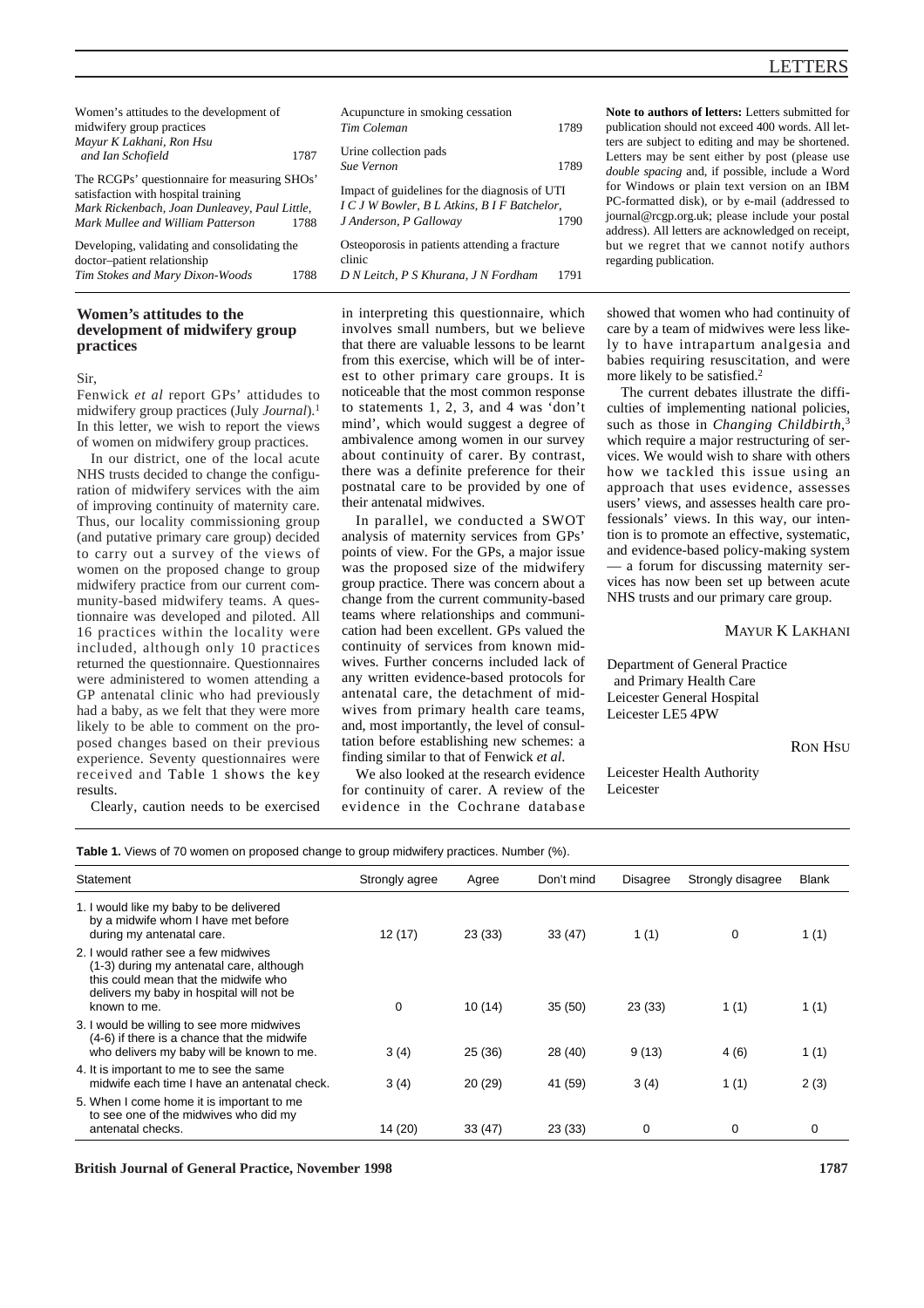# LETTERS

| | |
|---|---|
| Women's attitudes to the development of midwifery group practices *Mayur K Lakhani, Ron Hsu and Ian Schofield* | 1787 |
| The RCGPs' questionnaire for measuring SHOs' satisfaction with hospital training *Mark Rickenbach, Joan Dunleavey, Paul Little, Mark Mullee and William Patterson* | 1788 |
| Developing, validating and consolidating the doctor–patient relationship *Tim Stokes and Mary Dixon-Woods* | 1788 |
| Acupuncture in smoking cessation *Tim Coleman* | 1789 |
| Urine collection pads *Sue Vernon* | 1789 |
| Impact of guidelines for the diagnosis of UTI *I C J W Bowler, B L Atkins, B I F Batchelor, J Anderson, P Galloway* | 1790 |
| Osteoporosis in patients attending a fracture clinic *D N Leitch, P S Khurana, J N Fordham* | 1791 |

**Note to authors of letters:** Letters submitted for publication should not exceed 400 words. All letters are subject to editing and may be shortened. Letters may be sent either by post (please use *double spacing* and, if possible, include a Word for Windows or plain text version on an IBM PC-formatted disk), or by e-mail (addressed to journal@rcgp.org.uk; please include your postal address). All letters are acknowledged on receipt, but we regret that we cannot notify authors regarding publication.

## Women's attitudes to the development of midwifery group practices

Sir,

Fenwick *et al* report GPs' attidudes to midwifery group practices (July *Journal*).[1] In this letter, we wish to report the views of women on midwifery group practices.

In our district, one of the local acute NHS trusts decided to change the configuration of midwifery services with the aim of improving continuity of maternity care. Thus, our locality commissioning group (and putative primary care group) decided to carry out a survey of the views of women on the proposed change to group midwifery practice from our current community-based midwifery teams. A questionnaire was developed and piloted. All 16 practices within the locality were included, although only 10 practices returned the questionnaire. Questionnaires were administered to women attending a GP antenatal clinic who had previously had a baby, as we felt that they were more likely to be able to comment on the proposed changes based on their previous experience. Seventy questionnaires were received and Table 1 shows the key results.

Clearly, caution needs to be exercised in interpreting this questionnaire, which involves small numbers, but we believe that there are valuable lessons to be learnt from this exercise, which will be of interest to other primary care groups. It is noticeable that the most common response to statements 1, 2, 3, and 4 was 'don't mind', which would suggest a degree of ambivalence among women in our survey about continuity of carer. By contrast, there was a definite preference for their postnatal care to be provided by one of their antenatal midwives.

In parallel, we conducted a SWOT analysis of maternity services from GPs' points of view. For the GPs, a major issue was the proposed size of the midwifery group practice. There was concern about a change from the current community-based teams where relationships and communication had been excellent. GPs valued the continuity of services from known midwives. Further concerns included lack of any written evidence-based protocols for antenatal care, the detachment of midwives from primary health care teams, and, most importantly, the level of consultation before establishing new schemes: a finding similar to that of Fenwick *et al*.

We also looked at the research evidence for continuity of carer. A review of the evidence in the Cochrane database showed that women who had continuity of care by a team of midwives were less likely to have intrapartum analgesia and babies requiring resuscitation, and were more likely to be satisfied.[2]

The current debates illustrate the difficulties of implementing national policies, such as those in *Changing Childbirth*,[3] which require a major restructuring of services. We would wish to share with others how we tackled this issue using an approach that uses evidence, assesses users' views, and assesses health care professionals' views. In this way, our intention is to promote an effective, systematic, and evidence-based policy-making system — a forum for discussing maternity services has now been set up between acute NHS trusts and our primary care group.

MAYUR K LAKHANI

Department of General Practice and Primary Health Care
Leicester General Hospital
Leicester LE5 4PW

RON HSU

Leicester Health Authority
Leicester

**Table 1.** Views of 70 women on proposed change to group midwifery practices. Number (%).

| Statement | Strongly agree | Agree | Don't mind | Disagree | Strongly disagree | Blank |
|---|---|---|---|---|---|---|
| 1. I would like my baby to be delivered by a midwife whom I have met before during my antenatal care. | 12 (17) | 23 (33) | 33 (47) | 1 (1) | 0 | 1 (1) |
| 2. I would rather see a few midwives (1-3) during my antenatal care, although this could mean that the midwife who delivers my baby in hospital will not be known to me. | 0 | 10 (14) | 35 (50) | 23 (33) | 1 (1) | 1 (1) |
| 3. I would be willing to see more midwives (4-6) if there is a chance that the midwife who delivers my baby will be known to me. | 3 (4) | 25 (36) | 28 (40) | 9 (13) | 4 (6) | 1 (1) |
| 4. It is important to me to see the same midwife each time I have an antenatal check. | 3 (4) | 20 (29) | 41 (59) | 3 (4) | 1 (1) | 2 (3) |
| 5. When I come home it is important to me to see one of the midwives who did my antenatal checks. | 14 (20) | 33 (47) | 23 (33) | 0 | 0 | 0 |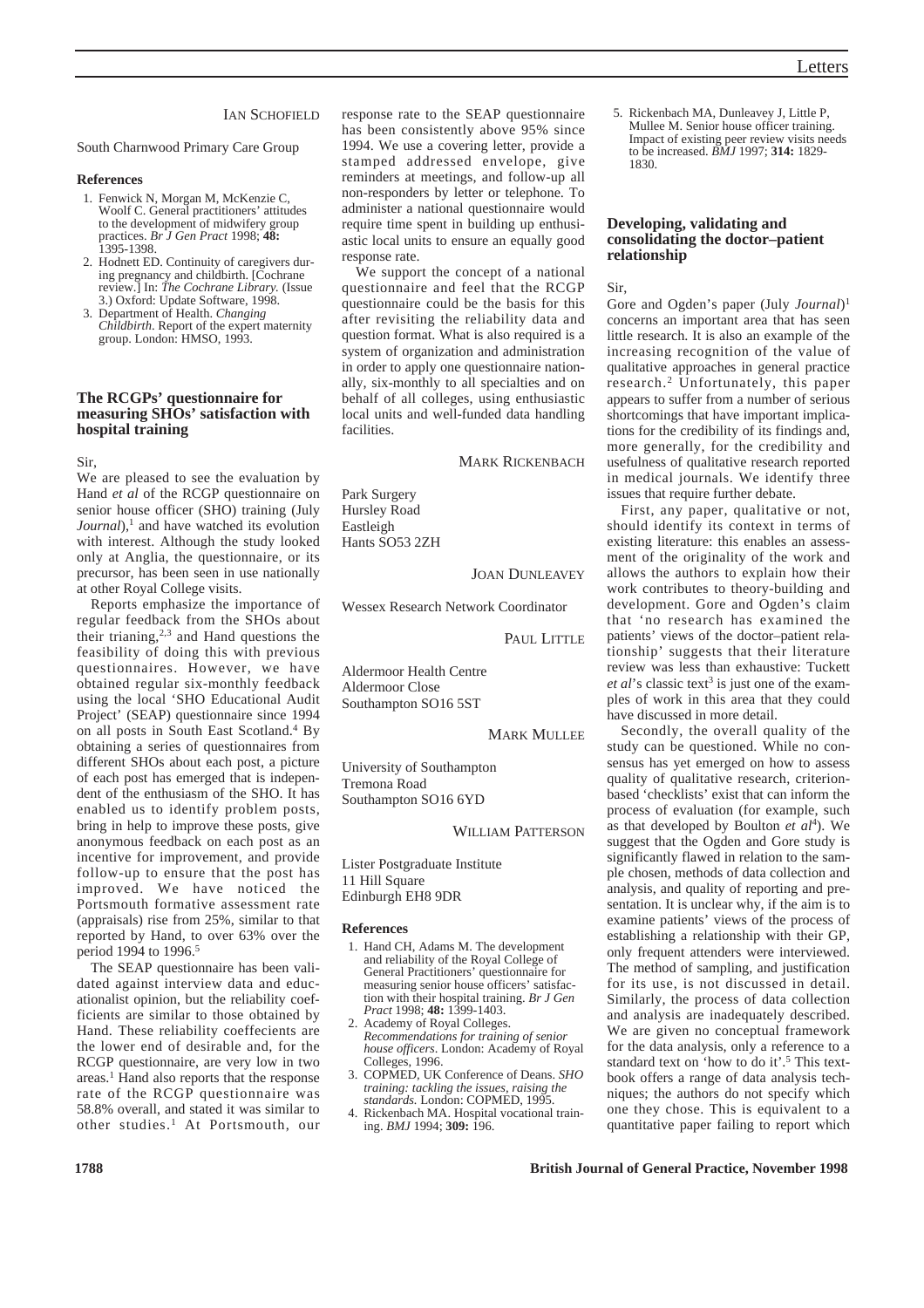IAN SCHOFIELD

South Charnwood Primary Care Group

**References**

1. Fenwick N, Morgan M, McKenzie C, Woolf C. General practitioners' attitudes to the development of midwifery group practices. *Br J Gen Pract* 1998; **48:** 1395-1398.
2. Hodnett ED. Continuity of caregivers during pregnancy and childbirth. [Cochrane review.] In: *The Cochrane Library.* (Issue 3.) Oxford: Update Software, 1998.
3. Department of Health. *Changing Childbirth*. Report of the expert maternity group. London: HMSO, 1993.

## The RCGPs' questionnaire for measuring SHOs' satisfaction with hospital training

Sir,

We are pleased to see the evaluation by Hand *et al* of the RCGP questionnaire on senior house officer (SHO) training (July *Journal*),[1] and have watched its evolution with interest. Although the study looked only at Anglia, the questionnaire, or its precursor, has been seen in use nationally at other Royal College visits.

Reports emphasize the importance of regular feedback from the SHOs about their training,[2,3] and Hand questions the feasibility of doing this with previous questionnaires. However, we have obtained regular six-monthly feedback using the local 'SHO Educational Audit Project' (SEAP) questionnaire since 1994 on all posts in South East Scotland.[4] By obtaining a series of questionnaires from different SHOs about each post, a picture of each post has emerged that is independent of the enthusiasm of the SHO. It has enabled us to identify problem posts, bring in help to improve these posts, give anonymous feedback on each post as an incentive for improvement, and provide follow-up to ensure that the post has improved. We have noticed the Portsmouth formative assessment rate (appraisals) rise from 25%, similar to that reported by Hand, to over 63% over the period 1994 to 1996.[5]

The SEAP questionnaire has been validated against interview data and educationalist opinion, but the reliability coefficients are similar to those obtained by Hand. These reliability coeffecients are the lower end of desirable and, for the RCGP questionnaire, are very low in two areas.[1] Hand also reports that the response rate of the RCGP questionnaire was 58.8% overall, and stated it was similar to other studies.[1] At Portsmouth, our response rate to the SEAP questionnaire has been consistently above 95% since 1994. We use a covering letter, provide a stamped addressed envelope, give reminders at meetings, and follow-up all non-responders by letter or telephone. To administer a national questionnaire would require time spent in building up enthusiastic local units to ensure an equally good response rate.

We support the concept of a national questionnaire and feel that the RCGP questionnaire could be the basis for this after revisiting the reliability data and question format. What is also required is a system of organization and administration in order to apply one questionnaire nationally, six-monthly to all specialties and on behalf of all colleges, using enthusiastic local units and well-funded data handling facilities.

MARK RICKENBACH

Park Surgery
Hursley Road
Eastleigh
Hants SO53 2ZH

JOAN DUNLEAVEY

Wessex Research Network Coordinator

PAUL LITTLE

Aldermoor Health Centre
Aldermoor Close
Southampton SO16 5ST

MARK MULLEE

University of Southampton
Tremona Road
Southampton SO16 6YD

WILLIAM PATTERSON

Lister Postgraduate Institute
11 Hill Square
Edinburgh EH8 9DR

**References**

1. Hand CH, Adams M. The development and reliability of the Royal College of General Practitioners' questionnaire for measuring senior house officers' satisfaction with their hospital training. *Br J Gen Pract* 1998; **48:** 1399-1403.
2. Academy of Royal Colleges. *Recommendations for training of senior house officers*. London: Academy of Royal Colleges, 1996.
3. COPMED, UK Conference of Deans. *SHO training: tackling the issues, raising the standards.* London: COPMED, 1995.
4. Rickenbach MA. Hospital vocational training. *BMJ* 1994; **309:** 196.
5. Rickenbach MA, Dunleavey J, Little P, Mullee M. Senior house officer training. Impact of existing peer review visits needs to be increased. *BMJ* 1997; **314:** 1829-1830.

## Developing, validating and consolidating the doctor–patient relationship

Sir,

Gore and Ogden's paper (July *Journal*)[1] concerns an important area that has seen little research. It is also an example of the increasing recognition of the value of qualitative approaches in general practice research.[2] Unfortunately, this paper appears to suffer from a number of serious shortcomings that have important implications for the credibility of its findings and, more generally, for the credibility and usefulness of qualitative research reported in medical journals. We identify three issues that require further debate.

First, any paper, qualitative or not, should identify its context in terms of existing literature: this enables an assessment of the originality of the work and allows the authors to explain how their work contributes to theory-building and development. Gore and Ogden's claim that 'no research has examined the patients' views of the doctor–patient relationship' suggests that their literature review was less than exhaustive: Tuckett *et al*'s classic text[3] is just one of the examples of work in this area that they could have discussed in more detail.

Secondly, the overall quality of the study can be questioned. While no consensus has yet emerged on how to assess quality of qualitative research, criterion-based 'checklists' exist that can inform the process of evaluation (for example, such as that developed by Boulton *et al*[4]). We suggest that the Ogden and Gore study is significantly flawed in relation to the sample chosen, methods of data collection and analysis, and quality of reporting and presentation. It is unclear why, if the aim is to examine patients' views of the process of establishing a relationship with their GP, only frequent attenders were interviewed. The method of sampling, and justification for its use, is not discussed in detail. Similarly, the process of data collection and analysis are inadequately described. We are given no conceptual framework for the data analysis, only a reference to a standard text on 'how to do it'.[5] This textbook offers a range of data analysis techniques; the authors do not specify which one they chose. This is equivalent to a quantitative paper failing to report which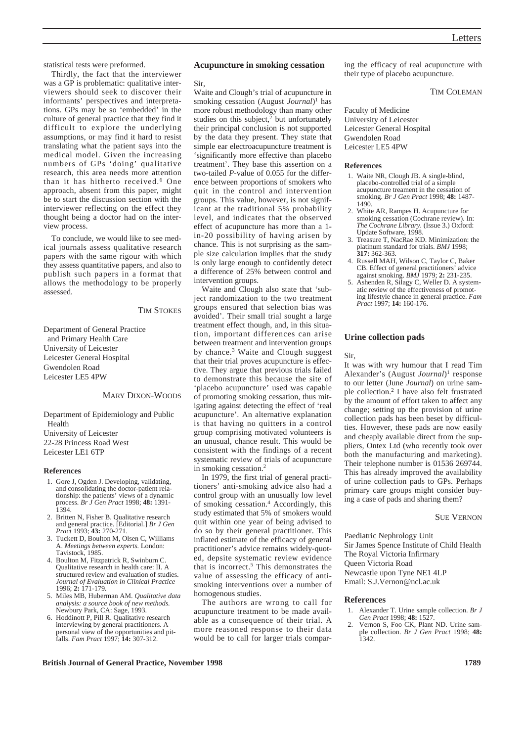statistical tests were preformed.

Thirdly, the fact that the interviewer was a GP is problematic: qualitative interviewers should seek to discover their informants' perspectives and interpretations. GPs may be so 'embedded' in the culture of general practice that they find it difficult to explore the underlying assumptions, or may find it hard to resist translating what the patient says into the medical model. Given the increasing numbers of GPs 'doing' qualitative research, this area needs more attention than it has hitherto received.[6] One approach, absent from this paper, might be to start the discussion section with the interviewer reflecting on the effect they thought being a doctor had on the interview process.

To conclude, we would like to see medical journals assess qualitative research papers with the same rigour with which they assess quantitative papers, and also to publish such papers in a format that allows the methodology to be properly assessed.

TIM STOKES

Department of General Practice and Primary Health Care
University of Leicester
Leicester General Hospital
Gwendolen Road
Leicester LE5 4PW

MARY DIXON-WOODS

Department of Epidemiology and Public Health
University of Leicester
22-28 Princess Road West
Leicester LE1 6TP

### References

1. Gore J, Ogden J. Developing, validating, and consolidating the doctor-patient relationship: the patients' views of a dynamic process. *Br J Gen Pract* 1998; **48:** 1391-1394.
2. Britten N, Fisher B. Qualitative research and general practice. [Editorial.] *Br J Gen Pract* 1993; **43:** 270-271.
3. Tuckett D, Boulton M, Olsen C, Williams A. *Meetings between experts.* London: Tavistock, 1985.
4. Boulton M, Fitzpatrick R, Swinburn C. Qualitative research in health care: II. A structured review and evaluation of studies. *Journal of Evaluation in Clinical Practice* 1996; **2:** 171-179.
5. Miles MB, Huberman AM. *Qualitative data analysis: a source book of new methods.* Newbury Park, CA: Sage, 1993.
6. Hoddinott P, Pill R. Qualitative research interviewing by general practitioners. A personal view of the opportunities and pitfalls. *Fam Pract* 1997; **14:** 307-312.

## Acupuncture in smoking cessation

Sir,

Waite and Clough's trial of acupuncture in smoking cessation (August *Journal*)[1] has more robust methodology than many other studies on this subject,[2] but unfortunately their principal conclusion is not supported by the data they present. They state that simple ear electroacupuncture treatment is 'significantly more effective than placebo treatment'. They base this assertion on a two-tailed *P*-value of 0.055 for the difference between proportions of smokers who quit in the control and intervention groups. This value, however, is not significant at the traditional 5% probability level, and indicates that the observed effect of acupuncture has more than a 1-in-20 possibility of having arisen by chance. This is not surprising as the sample size calculation implies that the study is only large enough to confidently detect a difference of 25% between control and intervention groups.

Waite and Clough also state that 'subject randomization to the two treatment groups ensured that selection bias was avoided'. Their small trial sought a large treatment effect though, and, in this situation, important differences can arise between treatment and intervention groups by chance.[3] Waite and Clough suggest that their trial proves acupuncture is effective. They argue that previous trials failed to demonstrate this because the site of 'placebo acupuncture' used was capable of promoting smoking cessation, thus mitigating against detecting the effect of 'real acupuncture'. An alternative explanation is that having no quitters in a control group comprising motivated volunteers is an unusual, chance result. This would be consistent with the findings of a recent systematic review of trials of acupuncture in smoking cessation.[2]

In 1979, the first trial of general practitioners' anti-smoking advice also had a control group with an unusually low level of smoking cessation.[4] Accordingly, this study estimated that 5% of smokers would quit within one year of being advised to do so by their general practitioner. This inflated estimate of the efficacy of general practitioner's advice remains widely-quoted, depsite systematic review evidence that is incorrect.[5] This demonstrates the value of assessing the efficacy of anti-smoking interventions over a number of homogenous studies.

The authors are wrong to call for acupuncture treatment to be made available as a consequence of their trial. A more reasoned response to their data would be to call for larger trials comparing the efficacy of real acupuncture with their type of placebo acupuncture.

TIM COLEMAN

Faculty of Medicine
University of Leicester
Leicester General Hospital
Gwendolen Road
Leicester LE5 4PW

### References

1. Waite NR, Clough JB. A single-blind, placebo-controlled trial of a simple acupuncture treament in the cessation of smoking. *Br J Gen Pract* 1998; **48:** 1487-1490.
2. White AR, Rampes H. Acupuncture for smoking cessation (Cochrane review). In: *The Cochrane Library.* (Issue 3.) Oxford: Update Software, 1998.
3. Treasure T, NacRae KD. Minimization: the platinum standard for trials. *BMJ* 1998; **317:** 362-363.
4. Russell MAH, Wilson C, Taylor C, Baker CB. Effect of general practitioners' advice against smoking. *BMJ* 1979; **2:** 231-235.
5. Ashenden R, Silagy C, Weller D. A systematic review of the effectiveness of promoting lifestyle chance in general practice. *Fam Pract* 1997; **14:** 160-176.

## Urine collection pads

Sir,

It was with wry humour that I read Tim Alexander's (August *Journal*)[1] response to our letter (June *Journal*) on urine sample collection.[2] I have also felt frustrated by the amount of effort taken to affect any change; setting up the provision of urine collection pads has been beset by difficulties. However, these pads are now easily and cheaply available direct from the suppliers, Ontex Ltd (who recently took over both the manufacturing and marketing). Their telephone number is 01536 269744. This has already improved the availability of urine collection pads to GPs. Perhaps primary care groups might consider buying a case of pads and sharing them?

SUE VERNON

Paediatric Nephrology Unit
Sir James Spence Institute of Child Health
The Royal Victoria Infirmary
Queen Victoria Road
Newcastle upon Tyne NE1 4LP
Email: S.J.Vernon@ncl.ac.uk

### References

1. Alexander T. Urine sample collection. *Br J Gen Pract* 1998; **48:** 1527.
2. Vernon S, Foo CK, Plant ND. Urine sample collection. *Br J Gen Pract* 1998; **48:** 1342.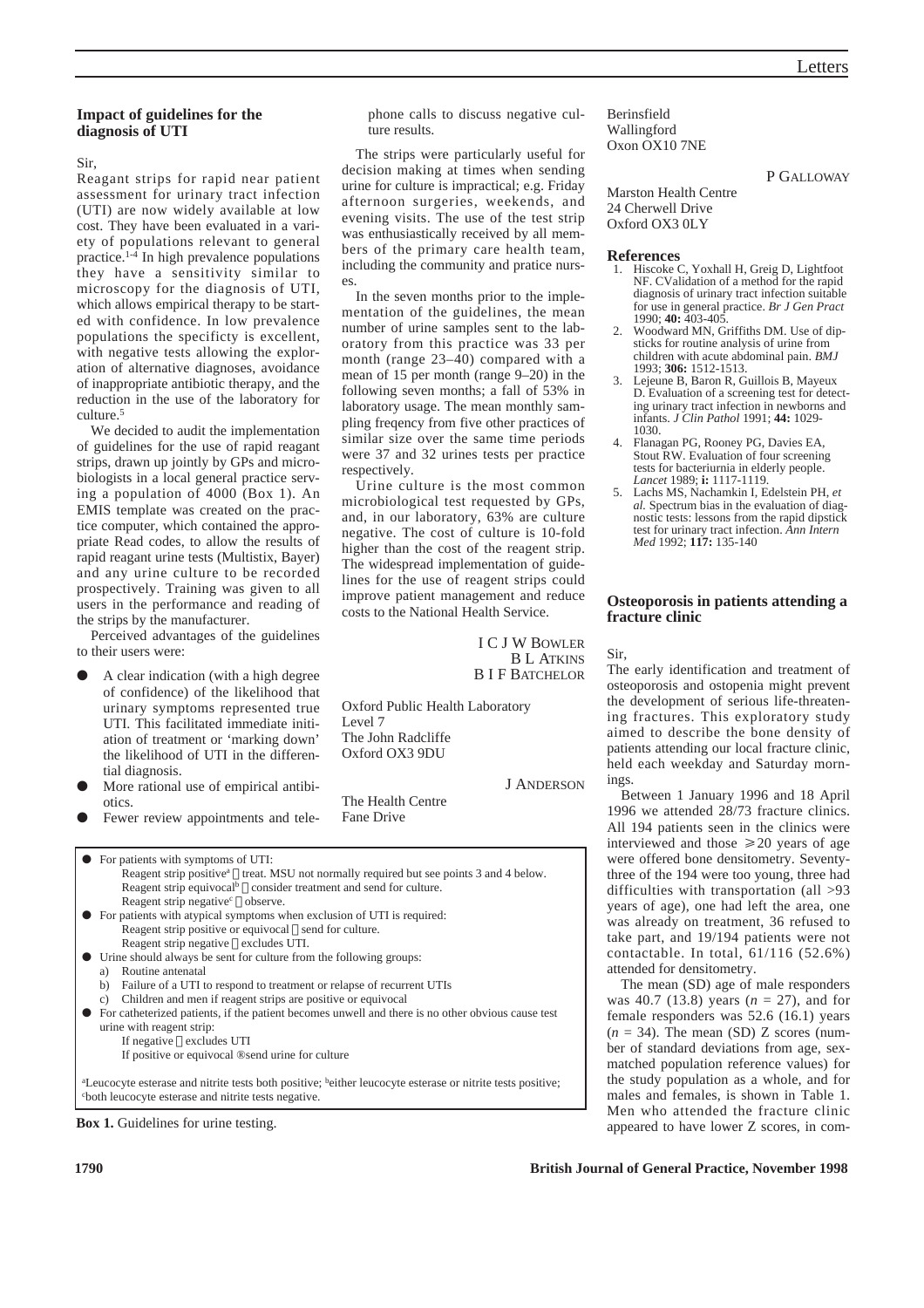## Impact of guidelines for the diagnosis of UTI

Sir,

Reagant strips for rapid near patient assessment for urinary tract infection (UTI) are now widely available at low cost. They have been evaluated in a variety of populations relevant to general practice.[1-4] In high prevalence populations they have a sensitivity similar to microscopy for the diagnosis of UTI, which allows empirical therapy to be started with confidence. In low prevalence populations the specificty is excellent, with negative tests allowing the exploration of alternative diagnoses, avoidance of inappropriate antibiotic therapy, and the reduction in the use of the laboratory for culture.[5]

We decided to audit the implementation of guidelines for the use of rapid reagant strips, drawn up jointly by GPs and microbiologists in a local general practice serving a population of 4000 (Box 1). An EMIS template was created on the practice computer, which contained the appropriate Read codes, to allow the results of rapid reagant urine tests (Multistix, Bayer) and any urine culture to be recorded prospectively. Training was given to all users in the performance and reading of the strips by the manufacturer.

Perceived advantages of the guidelines to their users were:

- A clear indication (with a high degree of confidence) of the likelihood that urinary symptoms represented true UTI. This facilitated immediate initiation of treatment or 'marking down' the likelihood of UTI in the differential diagnosis.
- More rational use of empirical antibiotics.
- Fewer review appointments and telephone calls to discuss negative culture results.

The strips were particularly useful for decision making at times when sending urine for culture is impractical; e.g. Friday afternoon surgeries, weekends, and evening visits. The use of the test strip was enthusiastically received by all members of the primary care health team, including the community and pratice nurses.

In the seven months prior to the implementation of the guidelines, the mean number of urine samples sent to the laboratory from this practice was 33 per month (range 23–40) compared with a mean of 15 per month (range 9–20) in the following seven months; a fall of 53% in laboratory usage. The mean monthly sampling freqency from five other practices of similar size over the same time periods were 37 and 32 urines tests per practice respectively.

Urine culture is the most common microbiological test requested by GPs, and, in our laboratory, 63% are culture negative. The cost of culture is 10-fold higher than the cost of the reagent strip. The widespread implementation of guidelines for the use of reagent strips could improve patient management and reduce costs to the National Health Service.

I C J W BOWLER
B L ATKINS
B I F BATCHELOR

Oxford Public Health Laboratory
Level 7
The John Radcliffe
Oxford OX3 9DU

J ANDERSON

The Health Centre
Fane Drive
Berinsfield
Wallingford
Oxon OX10 7NE

P GALLOWAY

Marston Health Centre
24 Cherwell Drive
Oxford OX3 0LY

- For patients with symptoms of UTI:
  - Reagent strip positive[a] → treat. MSU not normally required but see points 3 and 4 below.
  - Reagent strip equivocal[b] → consider treatment and send for culture.
  - Reagent strip negative[c] → observe.
- For patients with atypical symptoms when exclusion of UTI is required:
  - Reagent strip positive or equivocal → send for culture.
  - Reagent strip negative → excludes UTI.
- Urine should always be sent for culture from the following groups:
  - a) Routine antenatal
  - b) Failure of a UTI to respond to treatment or relapse of recurrent UTIs
  - c) Children and men if reagent strips are positive or equivocal
- For catheterized patients, if the patient becomes unwell and there is no other obvious cause test urine with reagent strip:
  - If negative → excludes UTI
  - If positive or equivocal → send urine for culture

[a]Leucocyte esterase and nitrite tests both positive; [b]either leucocyte esterase or nitrite tests positive; [c]both leucocyte esterase and nitrite tests negative.

**Box 1.** Guidelines for urine testing.

### References

1. Hiscoke C, Yoxhall H, Greig D, Lightfoot NF. CValidation of a method for the rapid diagnosis of urinary tract infection suitable for use in general practice. *Br J Gen Pract* 1990; **40:** 403-405.
2. Woodward MN, Griffiths DM. Use of dipsticks for routine analysis of urine from children with acute abdominal pain. *BMJ* 1993; **306:** 1512-1513.
3. Lejeune B, Baron R, Guillois B, Mayeux D. Evaluation of a screening test for detecting urinary tract infection in newborns and infants. *J Clin Pathol* 1991; **44:** 1029-1030.
4. Flanagan PG, Rooney PG, Davies EA, Stout RW. Evaluation of four screening tests for bacteriurnia in elderly people. *Lancet* 1989; **i:** 1117-1119.
5. Lachs MS, Nachamkin I, Edelstein PH, *et al.* Spectrum bias in the evaluation of diagnostic tests: lessons from the rapid dipstick test for urinary tract infection. *Ann Intern Med* 1992; **117:** 135-140

## Osteoporosis in patients attending a fracture clinic

Sir,

The early identification and treatment of osteoporosis and ostopenia might prevent the development of serious life-threatening fractures. This exploratory study aimed to describe the bone density of patients attending our local fracture clinic, held each weekday and Saturday mornings.

Between 1 January 1996 and 18 April 1996 we attended 28/73 fracture clinics. All 194 patients seen in the clinics were interviewed and those $\geqslant 20$ years of age were offered bone densitometry. Seventy-three of the 194 were too young, three had difficulties with transportation (all >93 years of age), one had left the area, one was already on treatment, 36 refused to take part, and 19/194 patients were not contactable. In total, 61/116 (52.6%) attended for densitometry.

The mean (SD) age of male responders was 40.7 (13.8) years ($n$ = 27), and for female responders was 52.6 (16.1) years ($n$ = 34). The mean (SD) Z scores (number of standard deviations from age, sex-matched population reference values) for the study population as a whole, and for males and females, is shown in Table 1. Men who attended the fracture clinic appeared to have lower Z scores, in com-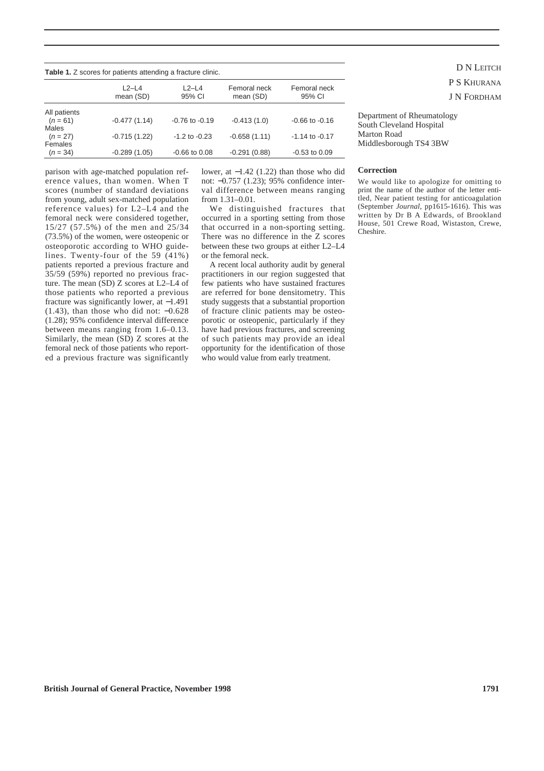**Table 1.** Z scores for patients attending a fracture clinic.

| | L2–L4 mean (SD) | L2–L4 95% CI | Femoral neck mean (SD) | Femoral neck 95% CI |
|---|---|---|---|---|
| All patients ($n$ = 61) | -0.477 (1.14) | -0.76 to -0.19 | -0.413 (1.0) | -0.66 to -0.16 |
| Males ($n$ = 27) | -0.715 (1.22) | -1.2 to -0.23 | -0.658 (1.11) | -1.14 to -0.17 |
| Females ($n$ = 34) | -0.289 (1.05) | -0.66 to 0.08 | -0.291 (0.88) | -0.53 to 0.09 |

parison with age-matched population reference values, than women. When T scores (number of standard deviations from young, adult sex-matched population reference values) for L2–L4 and the femoral neck were considered together, 15/27 (57.5%) of the men and 25/34 (73.5%) of the women, were osteopenic or osteoporotic according to WHO guidelines. Twenty-four of the 59 (41%) patients reported a previous fracture and 35/59 (59%) reported no previous fracture. The mean (SD) Z scores at L2–L4 of those patients who reported a previous fracture was significantly lower, at −1.491 (1.43), than those who did not: −0.628 (1.28); 95% confidence interval difference between means ranging from 1.6–0.13. Similarly, the mean (SD) Z scores at the femoral neck of those patients who reported a previous fracture was significantly lower, at −1.42 (1.22) than those who did not: −0.757 (1.23); 95% confidence interval difference between means ranging from 1.31–0.01.

We distinguished fractures that occurred in a sporting setting from those that occurred in a non-sporting setting. There was no difference in the Z scores between these two groups at either L2–L4 or the femoral neck.

A recent local authority audit by general practitioners in our region suggested that few patients who have sustained fractures are referred for bone densitometry. This study suggests that a substantial proportion of fracture clinic patients may be osteoporotic or osteopenic, particularly if they have had previous fractures, and screening of such patients may provide an ideal opportunity for the identification of those who would value from early treatment.

D N Leitch
P S Khurana
J N Fordham

Department of Rheumatology
South Cleveland Hospital
Marton Road
Middlesborough TS4 3BW

**Correction**

We would like to apologize for omitting to print the name of the author of the letter entitled, Near patient testing for anticoagulation (September *Journal*, pp1615-1616). This was written by Dr B A Edwards, of Brookland House, 501 Crewe Road, Wistaston, Crewe, Cheshire.